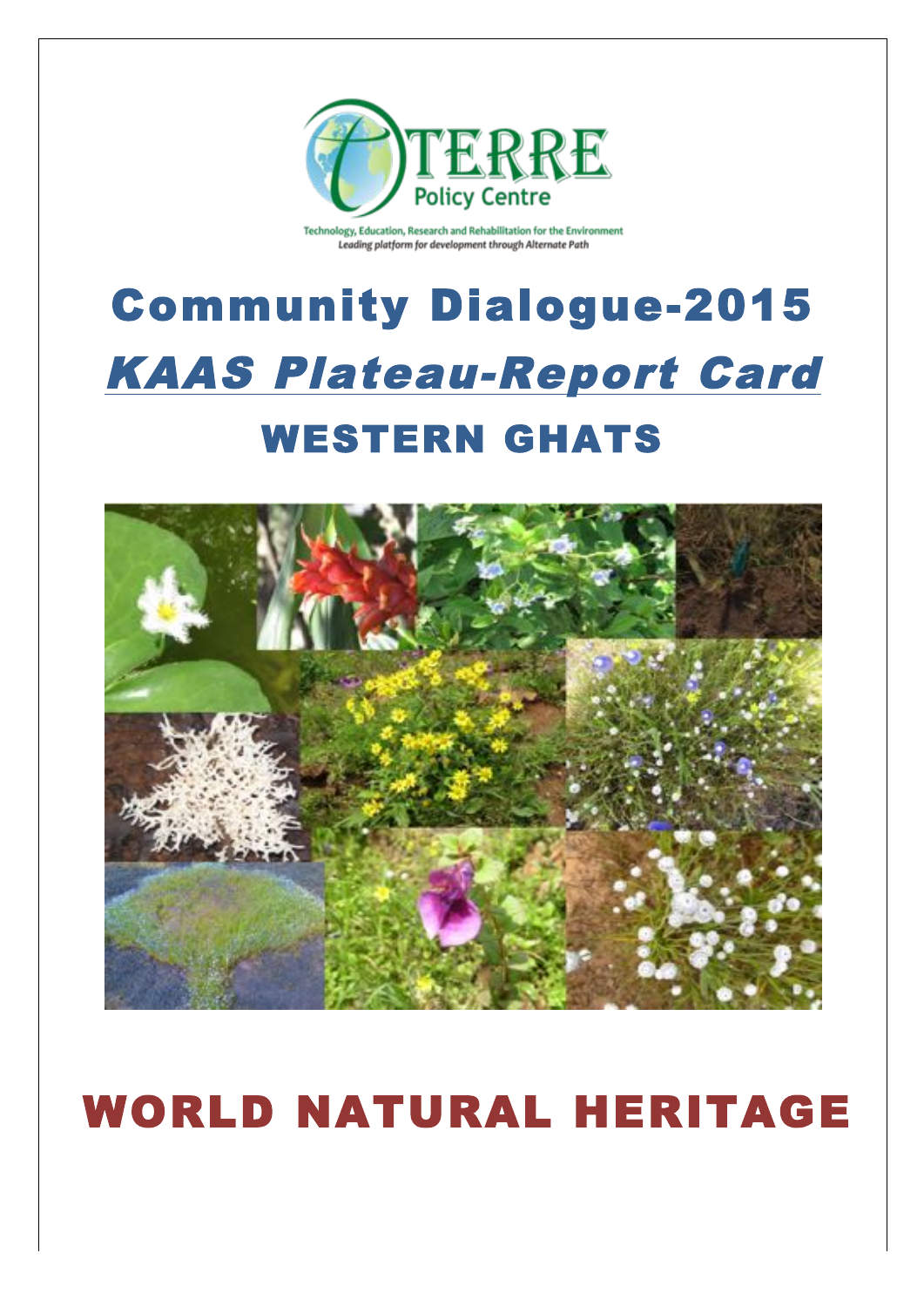TERRE
Policy Centre

Technology, Education, Research and Rehabilitation for the Environment

*Leading platform for development through Alternate Path*

# Community Dialogue-2015

# *KAAS Plateau-Report Card*

# WESTERN GHATS

# WORLD NATURAL HERITAGE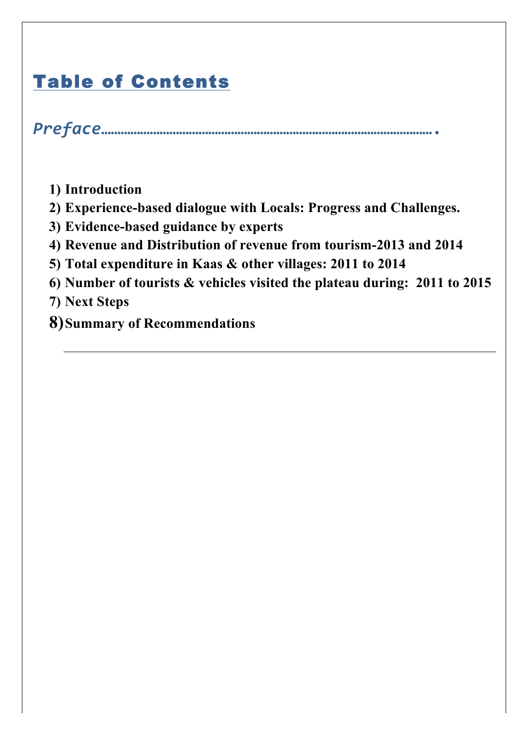# Table of Contents

*Preface……………………………………………………………………………………….*

1) **Introduction**
2) **Experience-based dialogue with Locals: Progress and Challenges.**
3) **Evidence-based guidance by experts**
4) **Revenue and Distribution of revenue from tourism-2013 and 2014**
5) **Total expenditure in Kaas & other villages: 2011 to 2014**
6) **Number of tourists & vehicles visited the plateau during: 2011 to 2015**
7) **Next Steps**
8) **Summary of Recommendations**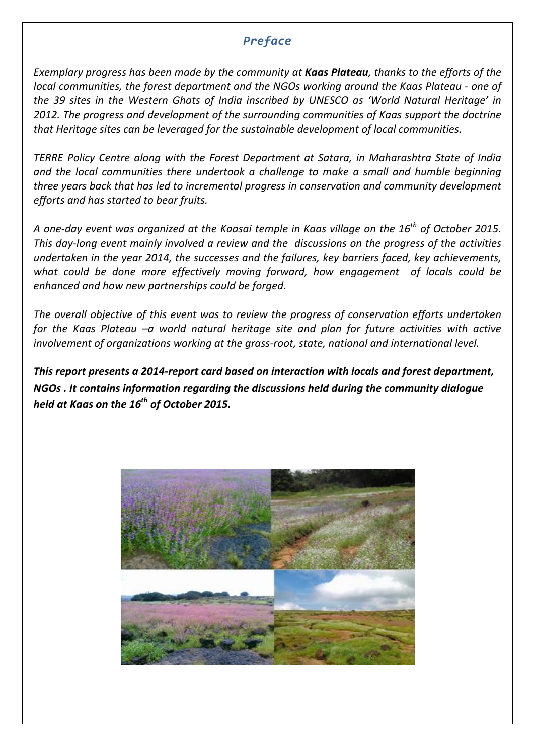## *Preface*

*Exemplary progress has been made by the community at **Kaas Plateau**, thanks to the efforts of the local communities, the forest department and the NGOs working around the Kaas Plateau - one of the 39 sites in the Western Ghats of India inscribed by UNESCO as 'World Natural Heritage' in 2012. The progress and development of the surrounding communities of Kaas support the doctrine that Heritage sites can be leveraged for the sustainable development of local communities.*

*TERRE Policy Centre along with the Forest Department at Satara, in Maharashtra State of India and the local communities there undertook a challenge to make a small and humble beginning three years back that has led to incremental progress in conservation and community development efforts and has started to bear fruits.*

*A one-day event was organized at the Kaasai temple in Kaas village on the 16th of October 2015. This day-long event mainly involved a review and the discussions on the progress of the activities undertaken in the year 2014, the successes and the failures, key barriers faced, key achievements, what could be done more effectively moving forward, how engagement of locals could be enhanced and how new partnerships could be forged.*

*The overall objective of this event was to review the progress of conservation efforts undertaken for the Kaas Plateau –a world natural heritage site and plan for future activities with active involvement of organizations working at the grass-root, state, national and international level.*

***This report presents a 2014-report card based on interaction with locals and forest department, NGOs . It contains information regarding the discussions held during the community dialogue held at Kaas on the 16th of October 2015.***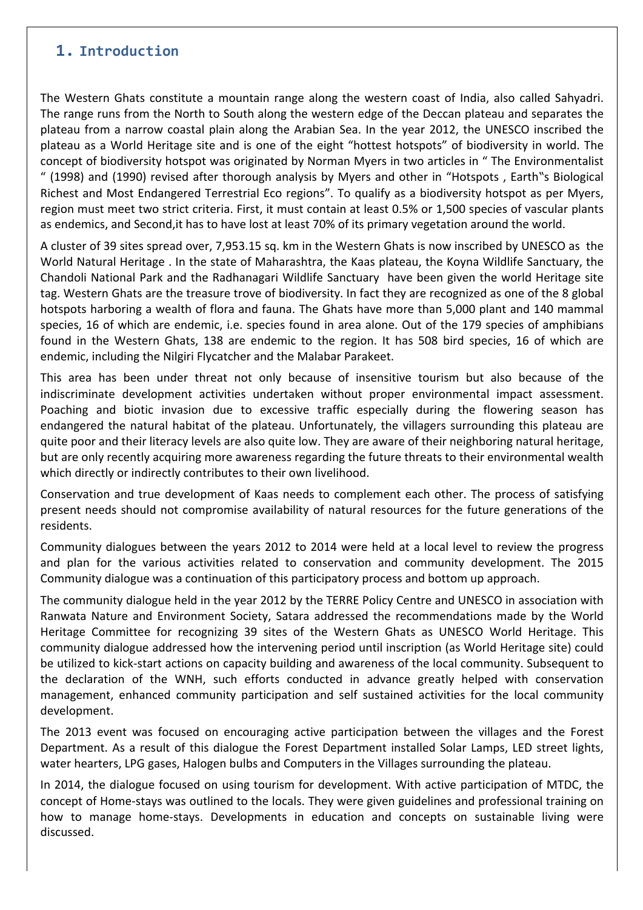## 1. Introduction

The Western Ghats constitute a mountain range along the western coast of India, also called Sahyadri. The range runs from the North to South along the western edge of the Deccan plateau and separates the plateau from a narrow coastal plain along the Arabian Sea. In the year 2012, the UNESCO inscribed the plateau as a World Heritage site and is one of the eight "hottest hotspots" of biodiversity in world. The concept of biodiversity hotspot was originated by Norman Myers in two articles in " The Environmentalist " (1998) and (1990) revised after thorough analysis by Myers and other in "Hotspots , Earth�trs Biological Richest and Most Endangered Terrestrial Eco regions". To qualify as a biodiversity hotspot as per Myers, region must meet two strict criteria. First, it must contain at least 0.5% or 1,500 species of vascular plants as endemics, and Second,it has to have lost at least 70% of its primary vegetation around the world.

A cluster of 39 sites spread over, 7,953.15 sq. km in the Western Ghats is now inscribed by UNESCO as the World Natural Heritage . In the state of Maharashtra, the Kaas plateau, the Koyna Wildlife Sanctuary, the Chandoli National Park and the Radhanagari Wildlife Sanctuary have been given the world Heritage site tag. Western Ghats are the treasure trove of biodiversity. In fact they are recognized as one of the 8 global hotspots harboring a wealth of flora and fauna. The Ghats have more than 5,000 plant and 140 mammal species, 16 of which are endemic, i.e. species found in area alone. Out of the 179 species of amphibians found in the Western Ghats, 138 are endemic to the region. It has 508 bird species, 16 of which are endemic, including the Nilgiri Flycatcher and the Malabar Parakeet.

This area has been under threat not only because of insensitive tourism but also because of the indiscriminate development activities undertaken without proper environmental impact assessment. Poaching and biotic invasion due to excessive traffic especially during the flowering season has endangered the natural habitat of the plateau. Unfortunately, the villagers surrounding this plateau are quite poor and their literacy levels are also quite low. They are aware of their neighboring natural heritage, but are only recently acquiring more awareness regarding the future threats to their environmental wealth which directly or indirectly contributes to their own livelihood.

Conservation and true development of Kaas needs to complement each other. The process of satisfying present needs should not compromise availability of natural resources for the future generations of the residents.

Community dialogues between the years 2012 to 2014 were held at a local level to review the progress and plan for the various activities related to conservation and community development. The 2015 Community dialogue was a continuation of this participatory process and bottom up approach.

The community dialogue held in the year 2012 by the TERRE Policy Centre and UNESCO in association with Ranwata Nature and Environment Society, Satara addressed the recommendations made by the World Heritage Committee for recognizing 39 sites of the Western Ghats as UNESCO World Heritage. This community dialogue addressed how the intervening period until inscription (as World Heritage site) could be utilized to kick-start actions on capacity building and awareness of the local community. Subsequent to the declaration of the WNH, such efforts conducted in advance greatly helped with conservation management, enhanced community participation and self sustained activities for the local community development.

The 2013 event was focused on encouraging active participation between the villages and the Forest Department. As a result of this dialogue the Forest Department installed Solar Lamps, LED street lights, water hearters, LPG gases, Halogen bulbs and Computers in the Villages surrounding the plateau.

In 2014, the dialogue focused on using tourism for development. With active participation of MTDC, the concept of Home-stays was outlined to the locals. They were given guidelines and professional training on how to manage home-stays. Developments in education and concepts on sustainable living were discussed.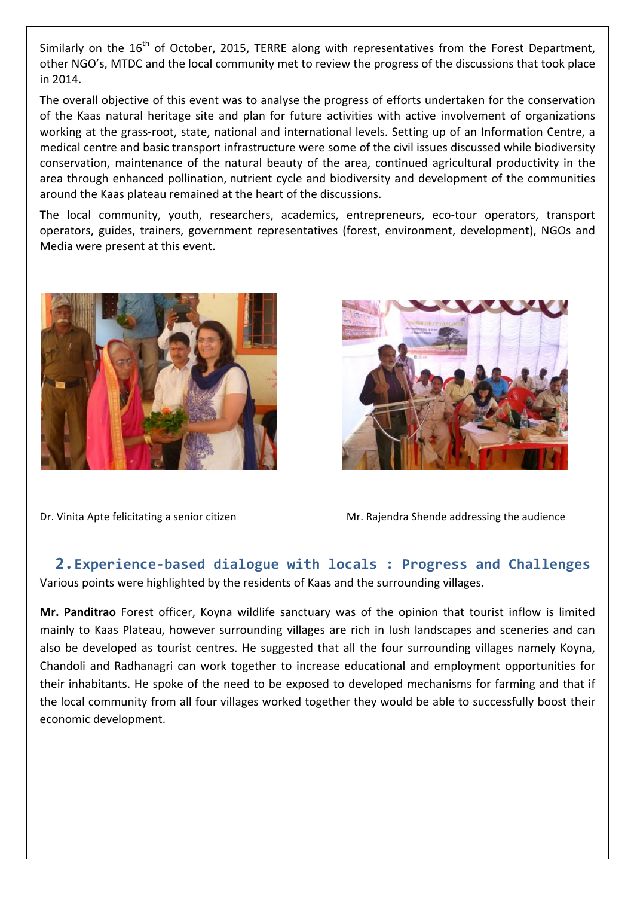Similarly on the 16th of October, 2015, TERRE along with representatives from the Forest Department, other NGO's, MTDC and the local community met to review the progress of the discussions that took place in 2014.

The overall objective of this event was to analyse the progress of efforts undertaken for the conservation of the Kaas natural heritage site and plan for future activities with active involvement of organizations working at the grass-root, state, national and international levels. Setting up of an Information Centre, a medical centre and basic transport infrastructure were some of the civil issues discussed while biodiversity conservation, maintenance of the natural beauty of the area, continued agricultural productivity in the area through enhanced pollination, nutrient cycle and biodiversity and development of the communities around the Kaas plateau remained at the heart of the discussions.

The local community, youth, researchers, academics, entrepreneurs, eco-tour operators, transport operators, guides, trainers, government representatives (forest, environment, development), NGOs and Media were present at this event.

Dr. Vinita Apte felicitating a senior citizen

Mr. Rajendra Shende addressing the audience

## 2. Experience-based dialogue with locals : Progress and Challenges

Various points were highlighted by the residents of Kaas and the surrounding villages.

**Mr. Panditrao** Forest officer, Koyna wildlife sanctuary was of the opinion that tourist inflow is limited mainly to Kaas Plateau, however surrounding villages are rich in lush landscapes and sceneries and can also be developed as tourist centres. He suggested that all the four surrounding villages namely Koyna, Chandoli and Radhanagri can work together to increase educational and employment opportunities for their inhabitants. He spoke of the need to be exposed to developed mechanisms for farming and that if the local community from all four villages worked together they would be able to successfully boost their economic development.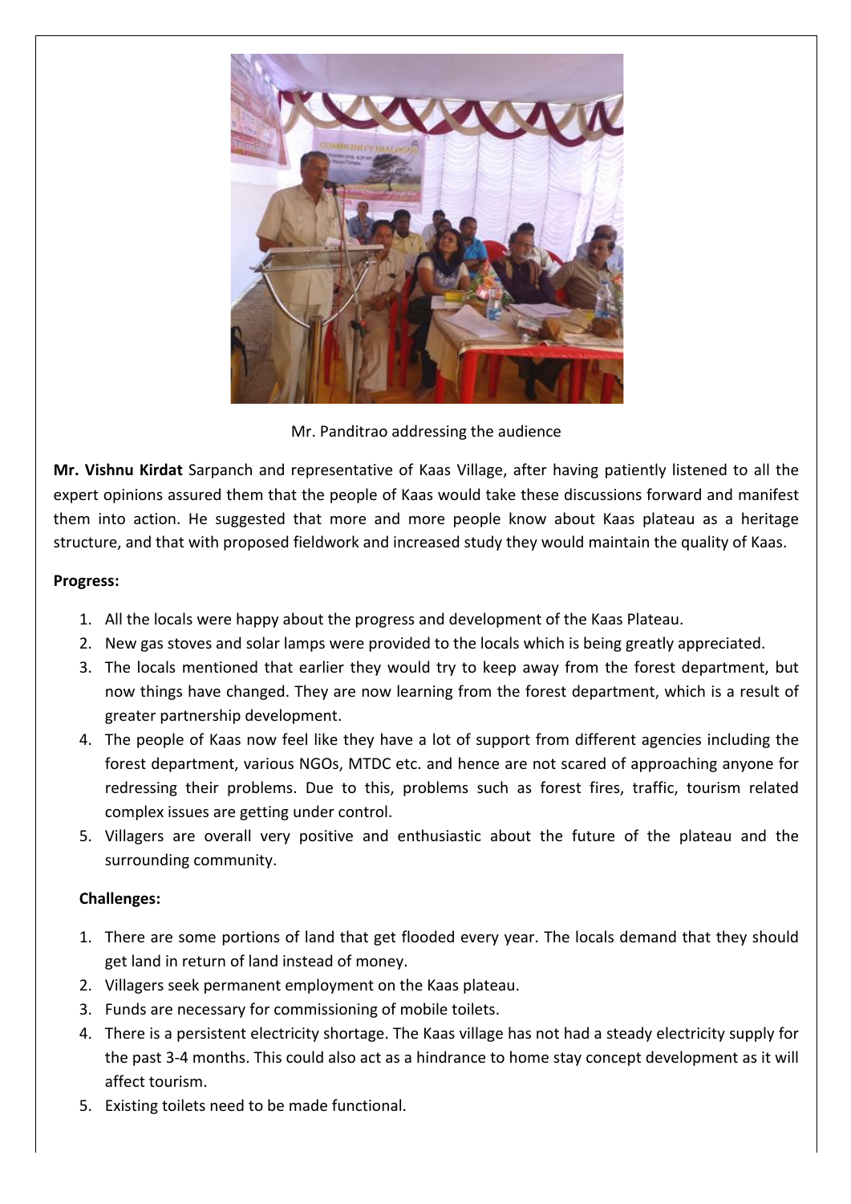Mr. Panditrao addressing the audience

**Mr. Vishnu Kirdat** Sarpanch and representative of Kaas Village, after having patiently listened to all the expert opinions assured them that the people of Kaas would take these discussions forward and manifest them into action. He suggested that more and more people know about Kaas plateau as a heritage structure, and that with proposed fieldwork and increased study they would maintain the quality of Kaas.

**Progress:**

1. All the locals were happy about the progress and development of the Kaas Plateau.
2. New gas stoves and solar lamps were provided to the locals which is being greatly appreciated.
3. The locals mentioned that earlier they would try to keep away from the forest department, but now things have changed. They are now learning from the forest department, which is a result of greater partnership development.
4. The people of Kaas now feel like they have a lot of support from different agencies including the forest department, various NGOs, MTDC etc. and hence are not scared of approaching anyone for redressing their problems. Due to this, problems such as forest fires, traffic, tourism related complex issues are getting under control.
5. Villagers are overall very positive and enthusiastic about the future of the plateau and the surrounding community.

**Challenges:**

1. There are some portions of land that get flooded every year. The locals demand that they should get land in return of land instead of money.
2. Villagers seek permanent employment on the Kaas plateau.
3. Funds are necessary for commissioning of mobile toilets.
4. There is a persistent electricity shortage. The Kaas village has not had a steady electricity supply for the past 3-4 months. This could also act as a hindrance to home stay concept development as it will affect tourism.
5. Existing toilets need to be made functional.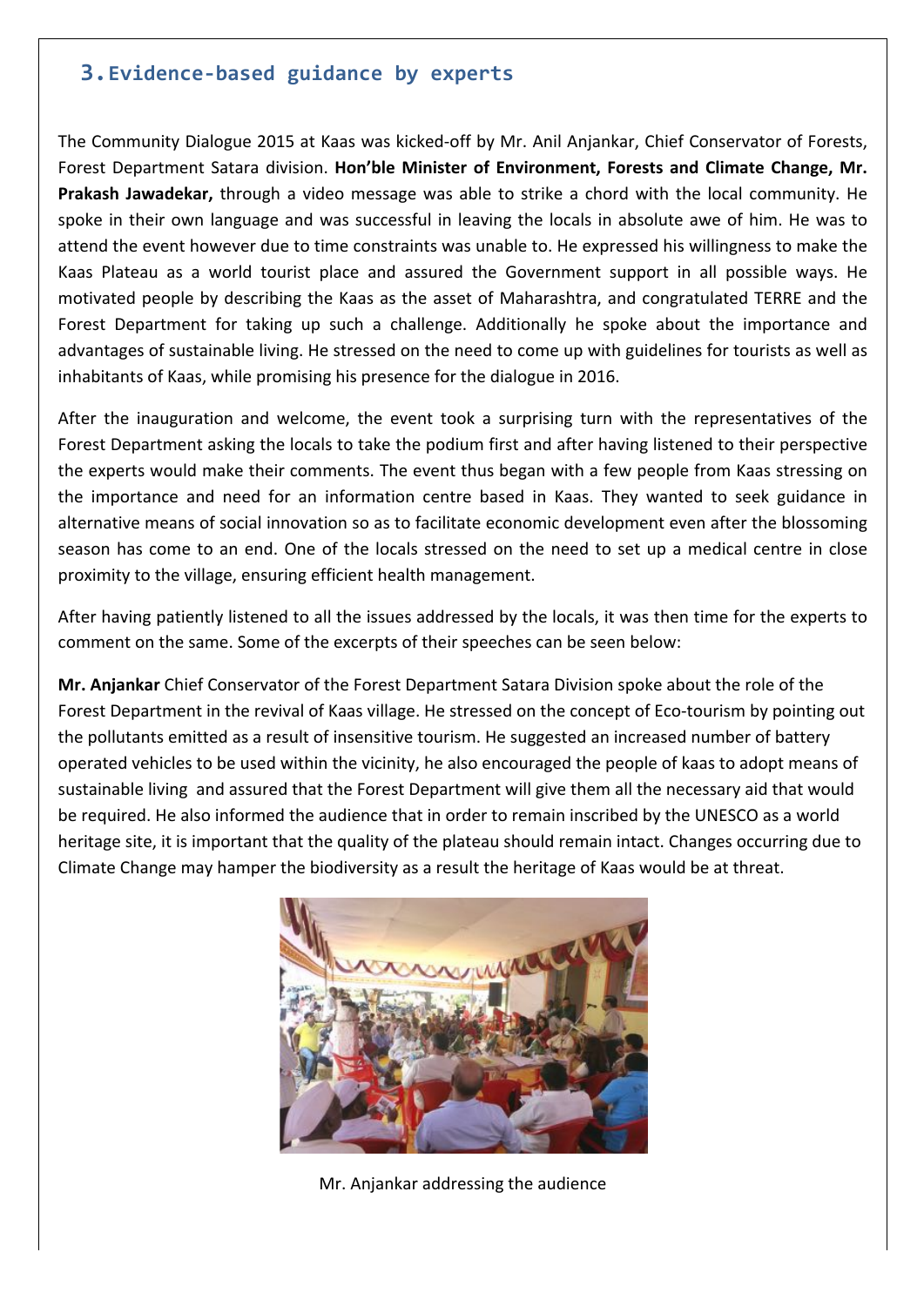## 3. Evidence-based guidance by experts

The Community Dialogue 2015 at Kaas was kicked-off by Mr. Anil Anjankar, Chief Conservator of Forests, Forest Department Satara division. **Hon'ble Minister of Environment, Forests and Climate Change, Mr. Prakash Jawadekar,** through a video message was able to strike a chord with the local community. He spoke in their own language and was successful in leaving the locals in absolute awe of him. He was to attend the event however due to time constraints was unable to. He expressed his willingness to make the Kaas Plateau as a world tourist place and assured the Government support in all possible ways. He motivated people by describing the Kaas as the asset of Maharashtra, and congratulated TERRE and the Forest Department for taking up such a challenge. Additionally he spoke about the importance and advantages of sustainable living. He stressed on the need to come up with guidelines for tourists as well as inhabitants of Kaas, while promising his presence for the dialogue in 2016.

After the inauguration and welcome, the event took a surprising turn with the representatives of the Forest Department asking the locals to take the podium first and after having listened to their perspective the experts would make their comments. The event thus began with a few people from Kaas stressing on the importance and need for an information centre based in Kaas. They wanted to seek guidance in alternative means of social innovation so as to facilitate economic development even after the blossoming season has come to an end. One of the locals stressed on the need to set up a medical centre in close proximity to the village, ensuring efficient health management.

After having patiently listened to all the issues addressed by the locals, it was then time for the experts to comment on the same. Some of the excerpts of their speeches can be seen below:

**Mr. Anjankar** Chief Conservator of the Forest Department Satara Division spoke about the role of the Forest Department in the revival of Kaas village. He stressed on the concept of Eco-tourism by pointing out the pollutants emitted as a result of insensitive tourism. He suggested an increased number of battery operated vehicles to be used within the vicinity, he also encouraged the people of kaas to adopt means of sustainable living and assured that the Forest Department will give them all the necessary aid that would be required. He also informed the audience that in order to remain inscribed by the UNESCO as a world heritage site, it is important that the quality of the plateau should remain intact. Changes occurring due to Climate Change may hamper the biodiversity as a result the heritage of Kaas would be at threat.

Mr. Anjankar addressing the audience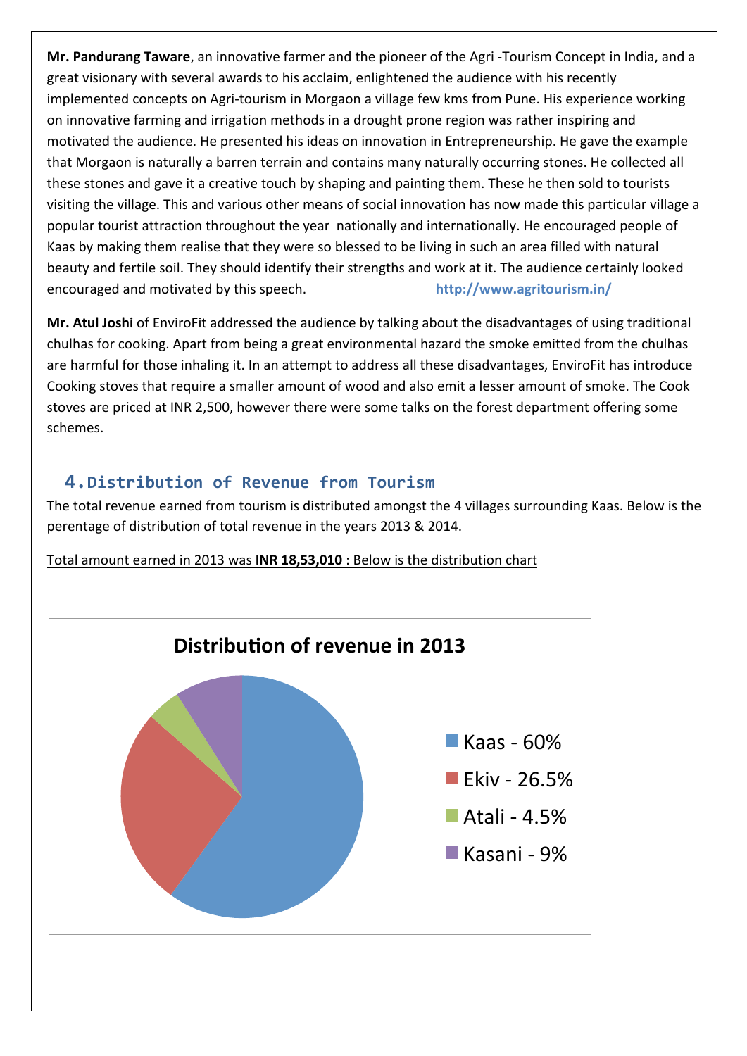**Mr. Pandurang Taware**, an innovative farmer and the pioneer of the Agri -Tourism Concept in India, and a great visionary with several awards to his acclaim, enlightened the audience with his recently implemented concepts on Agri-tourism in Morgaon a village few kms from Pune. His experience working on innovative farming and irrigation methods in a drought prone region was rather inspiring and motivated the audience. He presented his ideas on innovation in Entrepreneurship. He gave the example that Morgaon is naturally a barren terrain and contains many naturally occurring stones. He collected all these stones and gave it a creative touch by shaping and painting them. These he then sold to tourists visiting the village. This and various other means of social innovation has now made this particular village a popular tourist attraction throughout the year nationally and internationally. He encouraged people of Kaas by making them realise that they were so blessed to be living in such an area filled with natural beauty and fertile soil. They should identify their strengths and work at it. The audience certainly looked encouraged and motivated by this speech. **http://www.agritourism.in/**

**Mr. Atul Joshi** of EnviroFit addressed the audience by talking about the disadvantages of using traditional chulhas for cooking. Apart from being a great environmental hazard the smoke emitted from the chulhas are harmful for those inhaling it. In an attempt to address all these disadvantages, EnviroFit has introduce Cooking stoves that require a smaller amount of wood and also emit a lesser amount of smoke. The Cook stoves are priced at INR 2,500, however there were some talks on the forest department offering some schemes.

## 4. Distribution of Revenue from Tourism

The total revenue earned from tourism is distributed amongst the 4 villages surrounding Kaas. Below is the perentage of distribution of total revenue in the years 2013 & 2014.

Total amount earned in 2013 was **INR 18,53,010** : Below is the distribution chart

**Distribution of revenue in 2013**

Kaas - 60%
Ekiv - 26.5%
Atali - 4.5%
Kasani - 9%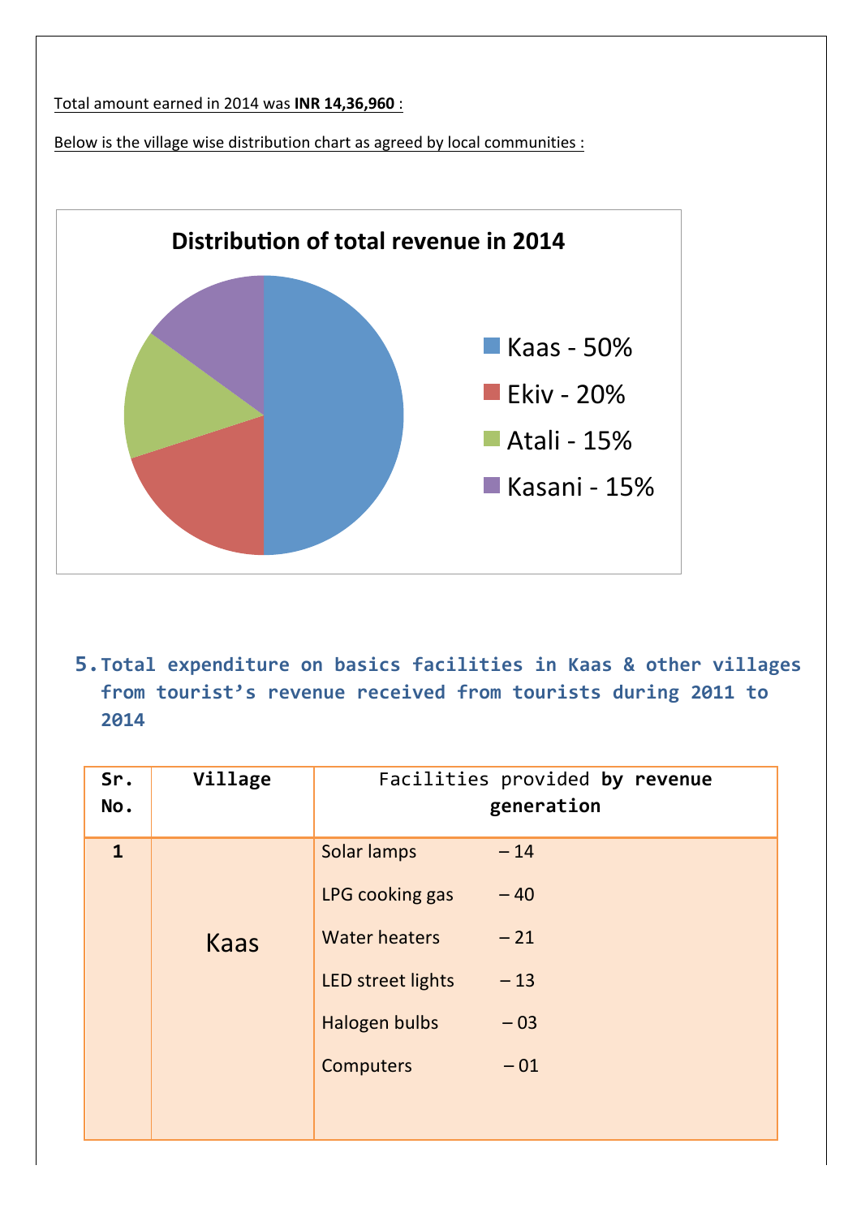Total amount earned in 2014 was **INR 14,36,960** :

Below is the village wise distribution chart as agreed by local communities :

**Distribution of total revenue in 2014**

Kaas - 50%

Ekiv - 20%

Atali - 15%

Kasani - 15%

## 5. Total expenditure on basics facilities in Kaas & other villages from tourist's revenue received from tourists during 2011 to 2014

| Sr. No. | Village | Facilities provided by revenue generation |
|---|---|---|
| 1 | Kaas | Solar lamps – 14<br>LPG cooking gas – 40<br>Water heaters – 21<br>LED street lights – 13<br>Halogen bulbs – 03<br>Computers – 01 |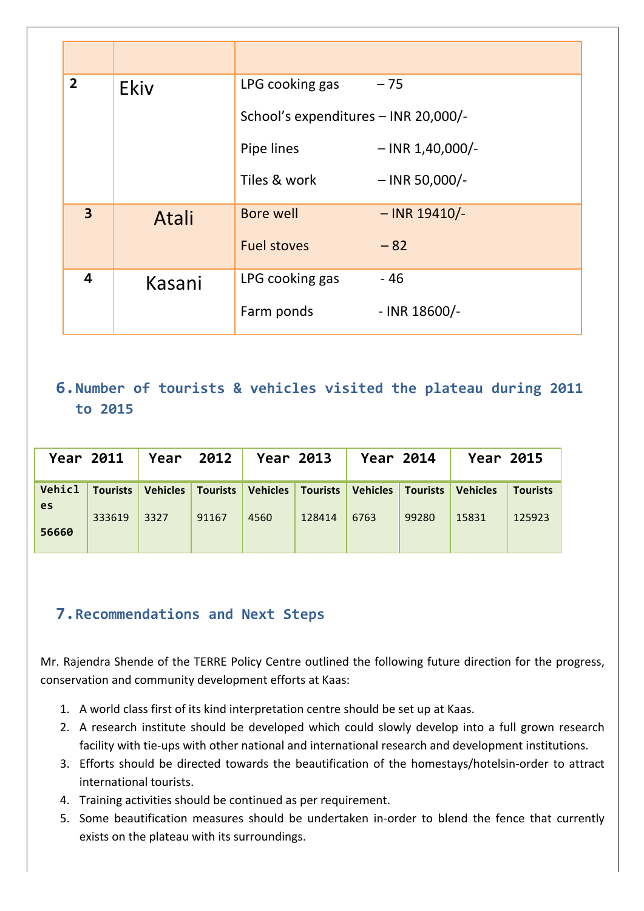| | | |
|---|---|---|
| 2 | Ekiv | LPG cooking gas – 75<br>School's expenditures – INR 20,000/-<br>Pipe lines – INR 1,40,000/-<br>Tiles & work – INR 50,000/- |
| 3 | Atali | Bore well – INR 19410/-<br>Fuel stoves – 82 |
| 4 | Kasani | LPG cooking gas - 46<br>Farm ponds - INR 18600/- |

## 6. Number of tourists & vehicles visited the plateau during 2011 to 2015

| Year 2011 | | Year 2012 | | Year 2013 | | Year 2014 | | Year 2015 | |
|---|---|---|---|---|---|---|---|---|---|
| Vehicles | Tourists | Vehicles | Tourists | Vehicles | Tourists | Vehicles | Tourists | Vehicles | Tourists |
| 56660 | 333619 | 3327 | 91167 | 4560 | 128414 | 6763 | 99280 | 15831 | 125923 |

## 7. Recommendations and Next Steps

Mr. Rajendra Shende of the TERRE Policy Centre outlined the following future direction for the progress, conservation and community development efforts at Kaas:

1. A world class first of its kind interpretation centre should be set up at Kaas.
2. A research institute should be developed which could slowly develop into a full grown research facility with tie-ups with other national and international research and development institutions.
3. Efforts should be directed towards the beautification of the homestays/hotelsin-order to attract international tourists.
4. Training activities should be continued as per requirement.
5. Some beautification measures should be undertaken in-order to blend the fence that currently exists on the plateau with its surroundings.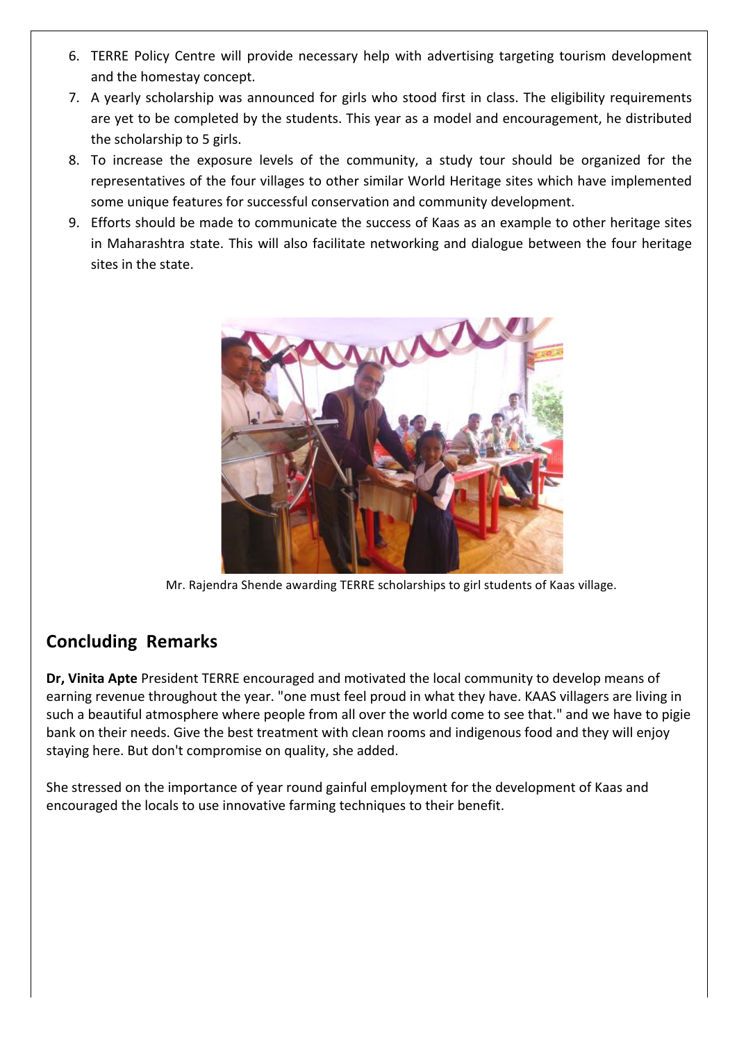6. TERRE Policy Centre will provide necessary help with advertising targeting tourism development and the homestay concept.
7. A yearly scholarship was announced for girls who stood first in class. The eligibility requirements are yet to be completed by the students. This year as a model and encouragement, he distributed the scholarship to 5 girls.
8. To increase the exposure levels of the community, a study tour should be organized for the representatives of the four villages to other similar World Heritage sites which have implemented some unique features for successful conservation and community development.
9. Efforts should be made to communicate the success of Kaas as an example to other heritage sites in Maharashtra state. This will also facilitate networking and dialogue between the four heritage sites in the state.

Mr. Rajendra Shende awarding TERRE scholarships to girl students of Kaas village.

## Concluding Remarks

**Dr, Vinita Apte** President TERRE encouraged and motivated the local community to develop means of earning revenue throughout the year. "one must feel proud in what they have. KAAS villagers are living in such a beautiful atmosphere where people from all over the world come to see that." and we have to pigie bank on their needs. Give the best treatment with clean rooms and indigenous food and they will enjoy staying here. But don't compromise on quality, she added.

She stressed on the importance of year round gainful employment for the development of Kaas and encouraged the locals to use innovative farming techniques to their benefit.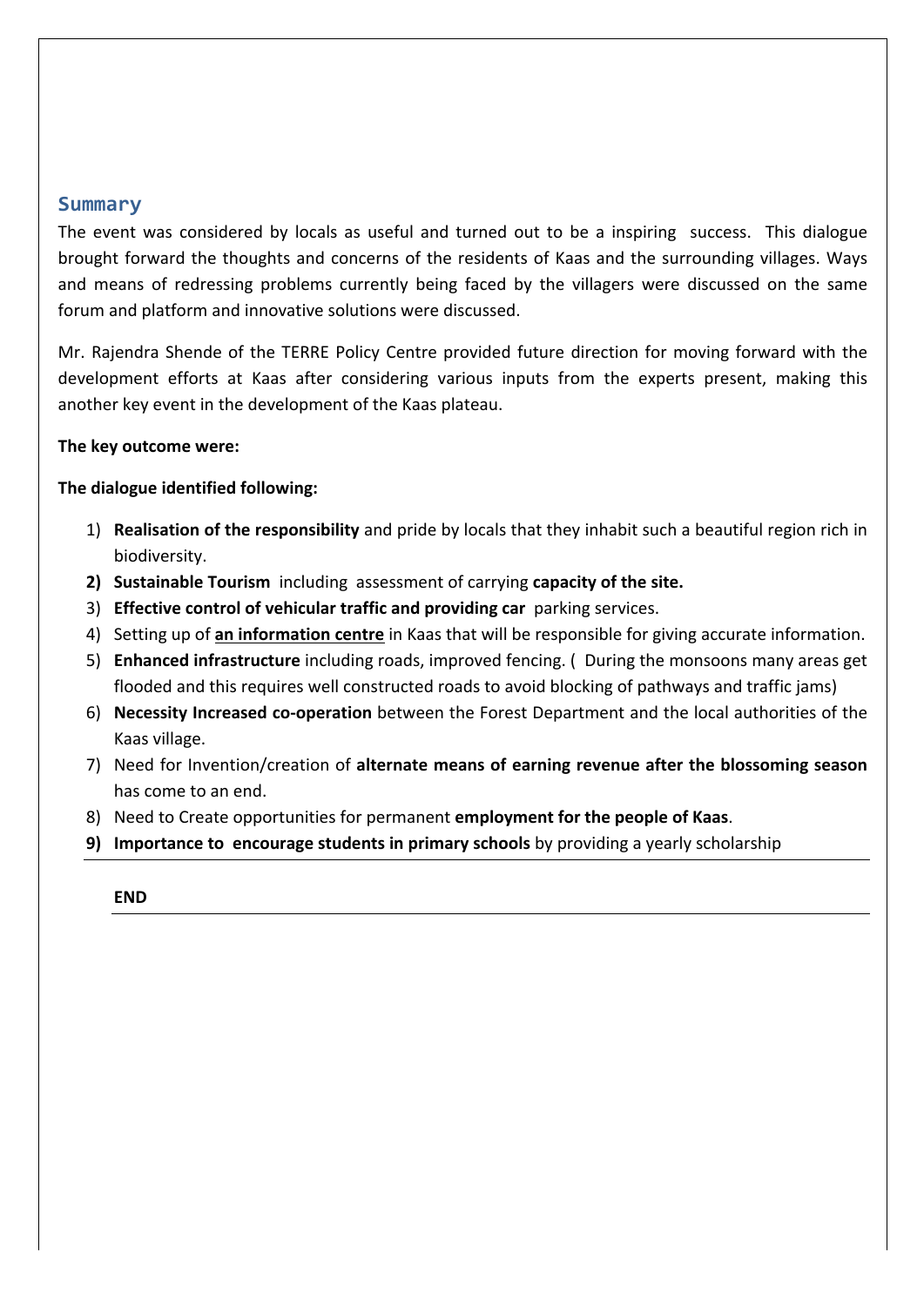## Summary

The event was considered by locals as useful and turned out to be a inspiring success. This dialogue brought forward the thoughts and concerns of the residents of Kaas and the surrounding villages. Ways and means of redressing problems currently being faced by the villagers were discussed on the same forum and platform and innovative solutions were discussed.

Mr. Rajendra Shende of the TERRE Policy Centre provided future direction for moving forward with the development efforts at Kaas after considering various inputs from the experts present, making this another key event in the development of the Kaas plateau.

**The key outcome were:**

**The dialogue identified following:**

1) **Realisation of the responsibility** and pride by locals that they inhabit such a beautiful region rich in biodiversity.
2) **Sustainable Tourism** including assessment of carrying **capacity of the site.**
3) **Effective control of vehicular traffic and providing car** parking services.
4) Setting up of **an information centre** in Kaas that will be responsible for giving accurate information.
5) **Enhanced infrastructure** including roads, improved fencing. ( During the monsoons many areas get flooded and this requires well constructed roads to avoid blocking of pathways and traffic jams)
6) **Necessity Increased co-operation** between the Forest Department and the local authorities of the Kaas village.
7) Need for Invention/creation of **alternate means of earning revenue after the blossoming season** has come to an end.
8) Need to Create opportunities for permanent **employment for the people of Kaas**.
9) **Importance to encourage students in primary schools** by providing a yearly scholarship

---

**END**

---